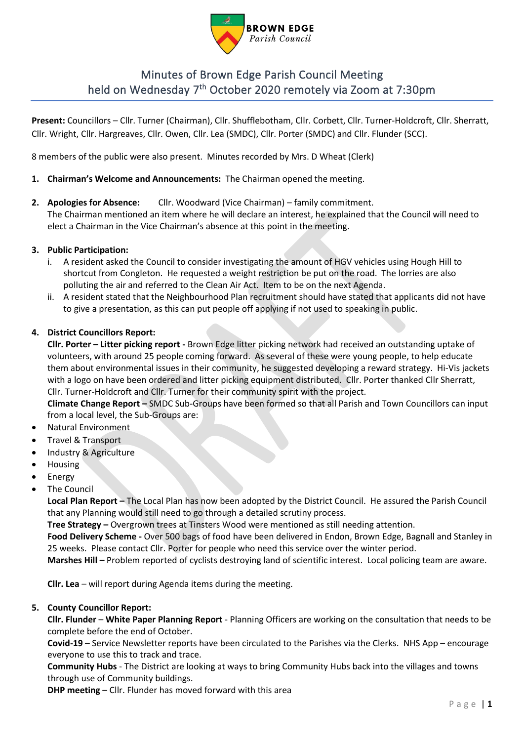BROWN EDGE
*Parish Council*

# Minutes of Brown Edge Parish Council Meeting held on Wednesday 7th October 2020 remotely via Zoom at 7:30pm

**Present:** Councillors – Cllr. Turner (Chairman), Cllr. Shufflebotham, Cllr. Corbett, Cllr. Turner-Holdcroft, Cllr. Sherratt, Cllr. Wright, Cllr. Hargreaves, Cllr. Owen, Cllr. Lea (SMDC), Cllr. Porter (SMDC) and Cllr. Flunder (SCC).

8 members of the public were also present. Minutes recorded by Mrs. D Wheat (Clerk)

1. **Chairman's Welcome and Announcements:** The Chairman opened the meeting.

2. **Apologies for Absence:** Cllr. Woodward (Vice Chairman) – family commitment.
   The Chairman mentioned an item where he will declare an interest, he explained that the Council will need to elect a Chairman in the Vice Chairman's absence at this point in the meeting.

3. **Public Participation:**
   i. A resident asked the Council to consider investigating the amount of HGV vehicles using Hough Hill to shortcut from Congleton. He requested a weight restriction be put on the road. The lorries are also polluting the air and referred to the Clean Air Act. Item to be on the next Agenda.
   ii. A resident stated that the Neighbourhood Plan recruitment should have stated that applicants did not have to give a presentation, as this can put people off applying if not used to speaking in public.

4. **District Councillors Report:**
   **Cllr. Porter – Litter picking report -** Brown Edge litter picking network had received an outstanding uptake of volunteers, with around 25 people coming forward. As several of these were young people, to help educate them about environmental issues in their community, he suggested developing a reward strategy. Hi-Vis jackets with a logo on have been ordered and litter picking equipment distributed. Cllr. Porter thanked Cllr Sherratt, Cllr. Turner-Holdcroft and Cllr. Turner for their community spirit with the project.
   **Climate Change Report –** SMDC Sub-Groups have been formed so that all Parish and Town Councillors can input from a local level, the Sub-Groups are:

- Natural Environment
- Travel & Transport
- Industry & Agriculture
- Housing
- Energy
- The Council

   **Local Plan Report –** The Local Plan has now been adopted by the District Council. He assured the Parish Council that any Planning would still need to go through a detailed scrutiny process.
   **Tree Strategy –** Overgrown trees at Tinsters Wood were mentioned as still needing attention.
   **Food Delivery Scheme -** Over 500 bags of food have been delivered in Endon, Brown Edge, Bagnall and Stanley in 25 weeks. Please contact Cllr. Porter for people who need this service over the winter period.
   **Marshes Hill –** Problem reported of cyclists destroying land of scientific interest. Local policing team are aware.

   **Cllr. Lea** – will report during Agenda items during the meeting.

5. **County Councillor Report:**
   **Cllr. Flunder** – **White Paper Planning Report** - Planning Officers are working on the consultation that needs to be complete before the end of October.
   **Covid-19** – Service Newsletter reports have been circulated to the Parishes via the Clerks. NHS App – encourage everyone to use this to track and trace.
   **Community Hubs** - The District are looking at ways to bring Community Hubs back into the villages and towns through use of Community buildings.
   **DHP meeting** – Cllr. Flunder has moved forward with this area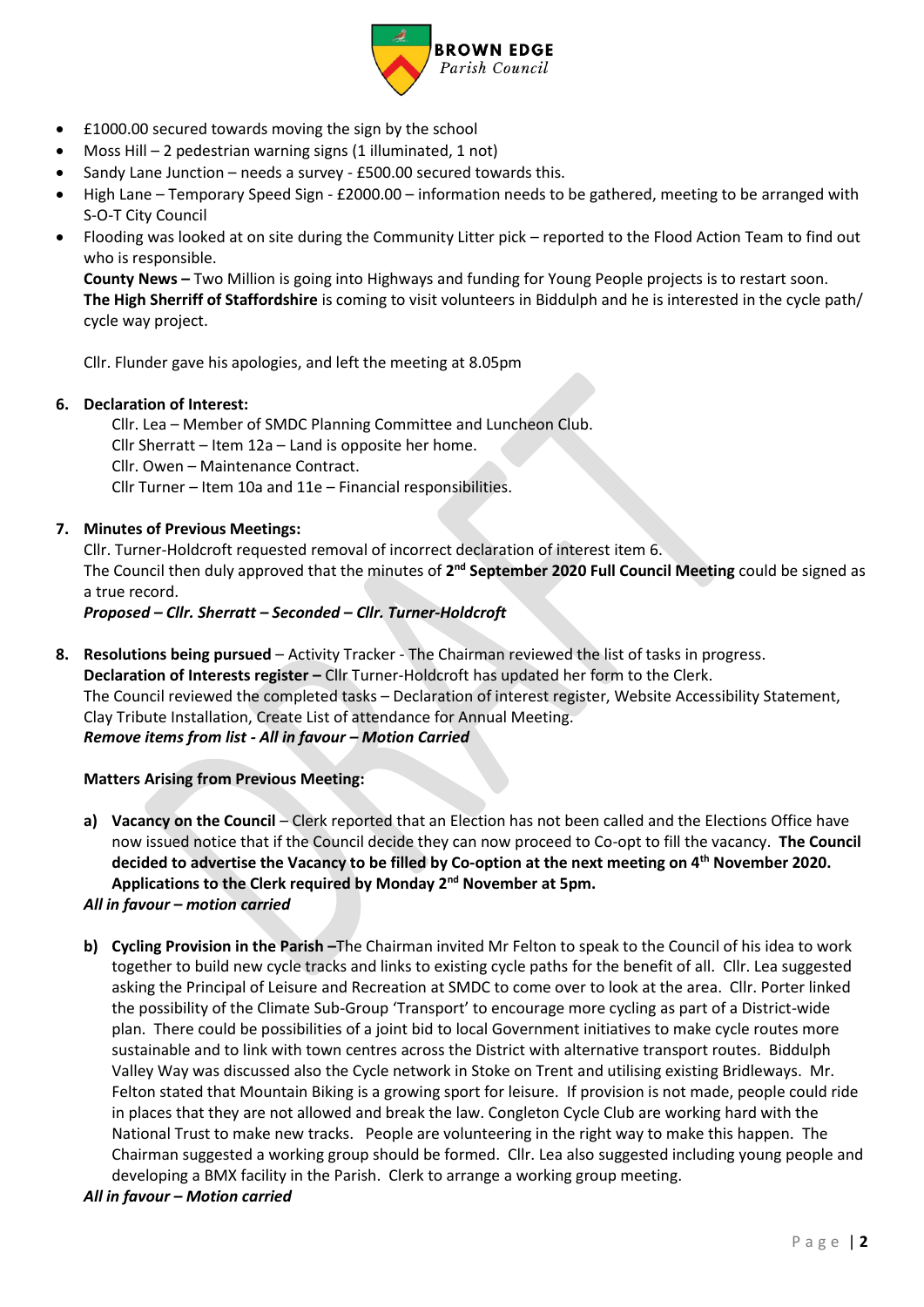- £1000.00 secured towards moving the sign by the school
- Moss Hill – 2 pedestrian warning signs (1 illuminated, 1 not)
- Sandy Lane Junction – needs a survey - £500.00 secured towards this.
- High Lane – Temporary Speed Sign - £2000.00 – information needs to be gathered, meeting to be arranged with S-O-T City Council
- Flooding was looked at on site during the Community Litter pick – reported to the Flood Action Team to find out who is responsible.

  **County News –** Two Million is going into Highways and funding for Young People projects is to restart soon.
  **The High Sherriff of Staffordshire** is coming to visit volunteers in Biddulph and he is interested in the cycle path/ cycle way project.

  Cllr. Flunder gave his apologies, and left the meeting at 8.05pm

**6. Declaration of Interest:**

Cllr. Lea – Member of SMDC Planning Committee and Luncheon Club.
Cllr Sherratt – Item 12a – Land is opposite her home.
Cllr. Owen – Maintenance Contract.
Cllr Turner – Item 10a and 11e – Financial responsibilities.

**7. Minutes of Previous Meetings:**

Cllr. Turner-Holdcroft requested removal of incorrect declaration of interest item 6.
The Council then duly approved that the minutes of **2nd September 2020 Full Council Meeting** could be signed as a true record.
***Proposed – Cllr. Sherratt – Seconded – Cllr. Turner-Holdcroft***

**8. Resolutions being pursued** – Activity Tracker - The Chairman reviewed the list of tasks in progress.
**Declaration of Interests register –** Cllr Turner-Holdcroft has updated her form to the Clerk.
The Council reviewed the completed tasks – Declaration of interest register, Website Accessibility Statement, Clay Tribute Installation, Create List of attendance for Annual Meeting.
***Remove items from list - All in favour – Motion Carried***

**Matters Arising from Previous Meeting:**

a) **Vacancy on the Council** – Clerk reported that an Election has not been called and the Elections Office have now issued notice that if the Council decide they can now proceed to Co-opt to fill the vacancy. **The Council decided to advertise the Vacancy to be filled by Co-option at the next meeting on 4th November 2020. Applications to the Clerk required by Monday 2nd November at 5pm.**

***All in favour – motion carried***

b) **Cycling Provision in the Parish –**The Chairman invited Mr Felton to speak to the Council of his idea to work together to build new cycle tracks and links to existing cycle paths for the benefit of all. Cllr. Lea suggested asking the Principal of Leisure and Recreation at SMDC to come over to look at the area. Cllr. Porter linked the possibility of the Climate Sub-Group 'Transport' to encourage more cycling as part of a District-wide plan. There could be possibilities of a joint bid to local Government initiatives to make cycle routes more sustainable and to link with town centres across the District with alternative transport routes. Biddulph Valley Way was discussed also the Cycle network in Stoke on Trent and utilising existing Bridleways. Mr. Felton stated that Mountain Biking is a growing sport for leisure. If provision is not made, people could ride in places that they are not allowed and break the law. Congleton Cycle Club are working hard with the National Trust to make new tracks. People are volunteering in the right way to make this happen. The Chairman suggested a working group should be formed. Cllr. Lea also suggested including young people and developing a BMX facility in the Parish. Clerk to arrange a working group meeting.

***All in favour – Motion carried***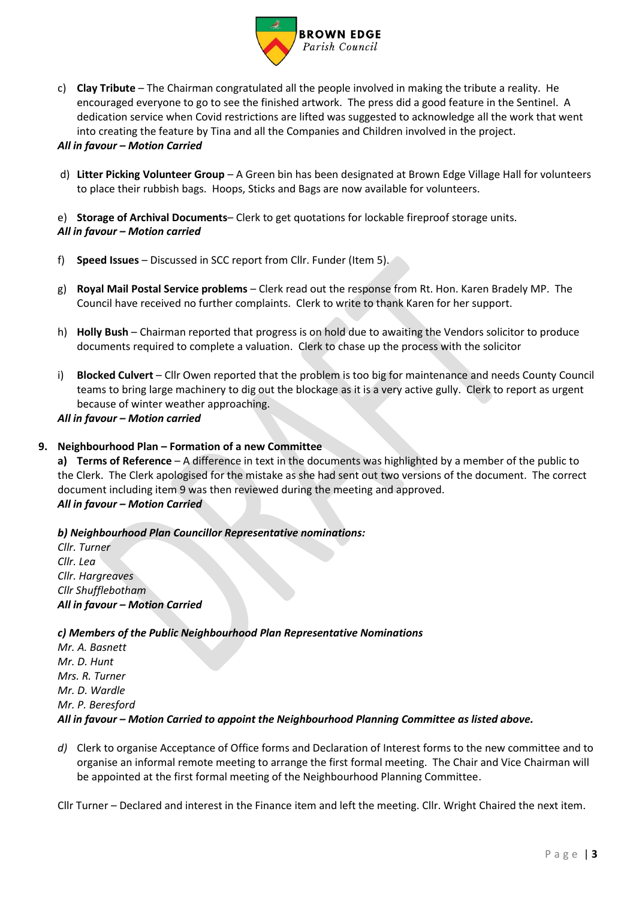c) **Clay Tribute** – The Chairman congratulated all the people involved in making the tribute a reality. He encouraged everyone to go to see the finished artwork. The press did a good feature in the Sentinel. A dedication service when Covid restrictions are lifted was suggested to acknowledge all the work that went into creating the feature by Tina and all the Companies and Children involved in the project.
***All in favour – Motion Carried***

d) **Litter Picking Volunteer Group** – A Green bin has been designated at Brown Edge Village Hall for volunteers to place their rubbish bags. Hoops, Sticks and Bags are now available for volunteers.

e) **Storage of Archival Documents**– Clerk to get quotations for lockable fireproof storage units.
***All in favour – Motion carried***

f) **Speed Issues** – Discussed in SCC report from Cllr. Funder (Item 5).

g) **Royal Mail Postal Service problems** – Clerk read out the response from Rt. Hon. Karen Bradely MP. The Council have received no further complaints. Clerk to write to thank Karen for her support.

h) **Holly Bush** – Chairman reported that progress is on hold due to awaiting the Vendors solicitor to produce documents required to complete a valuation. Clerk to chase up the process with the solicitor

i) **Blocked Culvert** – Cllr Owen reported that the problem is too big for maintenance and needs County Council teams to bring large machinery to dig out the blockage as it is a very active gully. Clerk to report as urgent because of winter weather approaching.
***All in favour – Motion carried***

**9. Neighbourhood Plan – Formation of a new Committee**

**a) Terms of Reference** – A difference in text in the documents was highlighted by a member of the public to the Clerk. The Clerk apologised for the mistake as she had sent out two versions of the document. The correct document including item 9 was then reviewed during the meeting and approved.
***All in favour – Motion Carried***

***b) Neighbourhood Plan Councillor Representative nominations:***
*Cllr. Turner*
*Cllr. Lea*
*Cllr. Hargreaves*
*Cllr Shufflebotham*
***All in favour – Motion Carried***

***c) Members of the Public Neighbourhood Plan Representative Nominations***
*Mr. A. Basnett*
*Mr. D. Hunt*
*Mrs. R. Turner*
*Mr. D. Wardle*
*Mr. P. Beresford*
***All in favour – Motion Carried to appoint the Neighbourhood Planning Committee as listed above.***

*d)* Clerk to organise Acceptance of Office forms and Declaration of Interest forms to the new committee and to organise an informal remote meeting to arrange the first formal meeting. The Chair and Vice Chairman will be appointed at the first formal meeting of the Neighbourhood Planning Committee.

Cllr Turner – Declared and interest in the Finance item and left the meeting. Cllr. Wright Chaired the next item.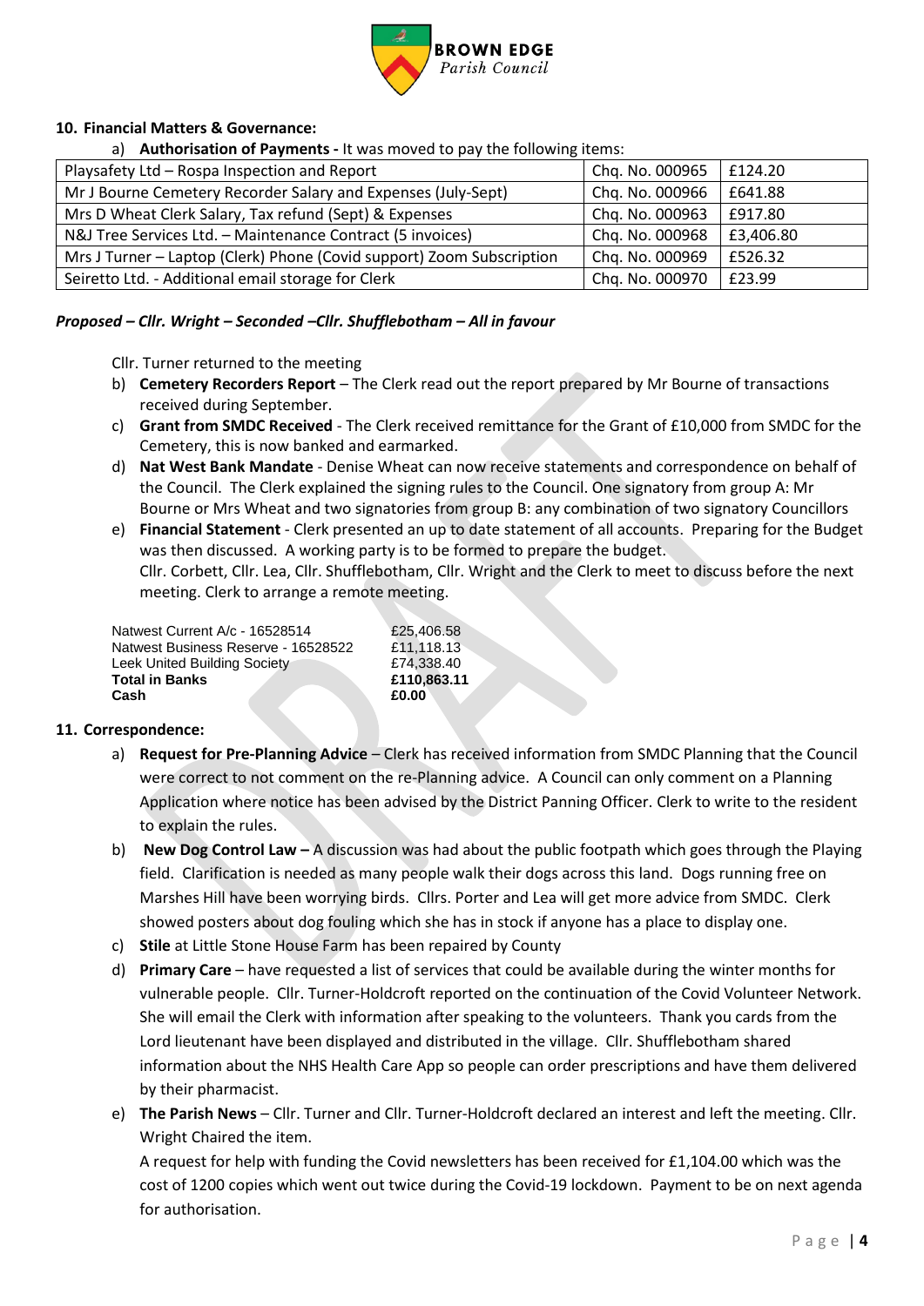## 10. Financial Matters & Governance:

a) **Authorisation of Payments -** It was moved to pay the following items:

| | | |
|---|---|---|
| Playsafety Ltd – Rospa Inspection and Report | Chq. No. 000965 | £124.20 |
| Mr J Bourne Cemetery Recorder Salary and Expenses (July-Sept) | Chq. No. 000966 | £641.88 |
| Mrs D Wheat Clerk Salary, Tax refund (Sept) & Expenses | Chq. No. 000963 | £917.80 |
| N&J Tree Services Ltd. – Maintenance Contract (5 invoices) | Chq. No. 000968 | £3,406.80 |
| Mrs J Turner – Laptop (Clerk) Phone (Covid support) Zoom Subscription | Chq. No. 000969 | £526.32 |
| Seiretto Ltd. - Additional email storage for Clerk | Chq. No. 000970 | £23.99 |

***Proposed – Cllr. Wright – Seconded –Cllr. Shufflebotham – All in favour***

Cllr. Turner returned to the meeting

b) **Cemetery Recorders Report** – The Clerk read out the report prepared by Mr Bourne of transactions received during September.

c) **Grant from SMDC Received** - The Clerk received remittance for the Grant of £10,000 from SMDC for the Cemetery, this is now banked and earmarked.

d) **Nat West Bank Mandate** - Denise Wheat can now receive statements and correspondence on behalf of the Council. The Clerk explained the signing rules to the Council. One signatory from group A: Mr Bourne or Mrs Wheat and two signatories from group B: any combination of two signatory Councillors

e) **Financial Statement** - Clerk presented an up to date statement of all accounts. Preparing for the Budget was then discussed. A working party is to be formed to prepare the budget.
Cllr. Corbett, Cllr. Lea, Cllr. Shufflebotham, Cllr. Wright and the Clerk to meet to discuss before the next meeting. Clerk to arrange a remote meeting.

| | |
|---|---|
| Natwest Current A/c - 16528514 | £25,406.58 |
| Natwest Business Reserve - 16528522 | £11,118.13 |
| Leek United Building Society | £74,338.40 |
| **Total in Banks** | **£110,863.11** |
| **Cash** | **£0.00** |

## 11. Correspondence:

a) **Request for Pre-Planning Advice** – Clerk has received information from SMDC Planning that the Council were correct to not comment on the re-Planning advice. A Council can only comment on a Planning Application where notice has been advised by the District Panning Officer. Clerk to write to the resident to explain the rules.

b) **New Dog Control Law –** A discussion was had about the public footpath which goes through the Playing field. Clarification is needed as many people walk their dogs across this land. Dogs running free on Marshes Hill have been worrying birds. Cllrs. Porter and Lea will get more advice from SMDC. Clerk showed posters about dog fouling which she has in stock if anyone has a place to display one.

c) **Stile** at Little Stone House Farm has been repaired by County

d) **Primary Care** – have requested a list of services that could be available during the winter months for vulnerable people. Cllr. Turner-Holdcroft reported on the continuation of the Covid Volunteer Network. She will email the Clerk with information after speaking to the volunteers. Thank you cards from the Lord lieutenant have been displayed and distributed in the village. Cllr. Shufflebotham shared information about the NHS Health Care App so people can order prescriptions and have them delivered by their pharmacist.

e) **The Parish News** – Cllr. Turner and Cllr. Turner-Holdcroft declared an interest and left the meeting. Cllr. Wright Chaired the item.
A request for help with funding the Covid newsletters has been received for £1,104.00 which was the cost of 1200 copies which went out twice during the Covid-19 lockdown. Payment to be on next agenda for authorisation.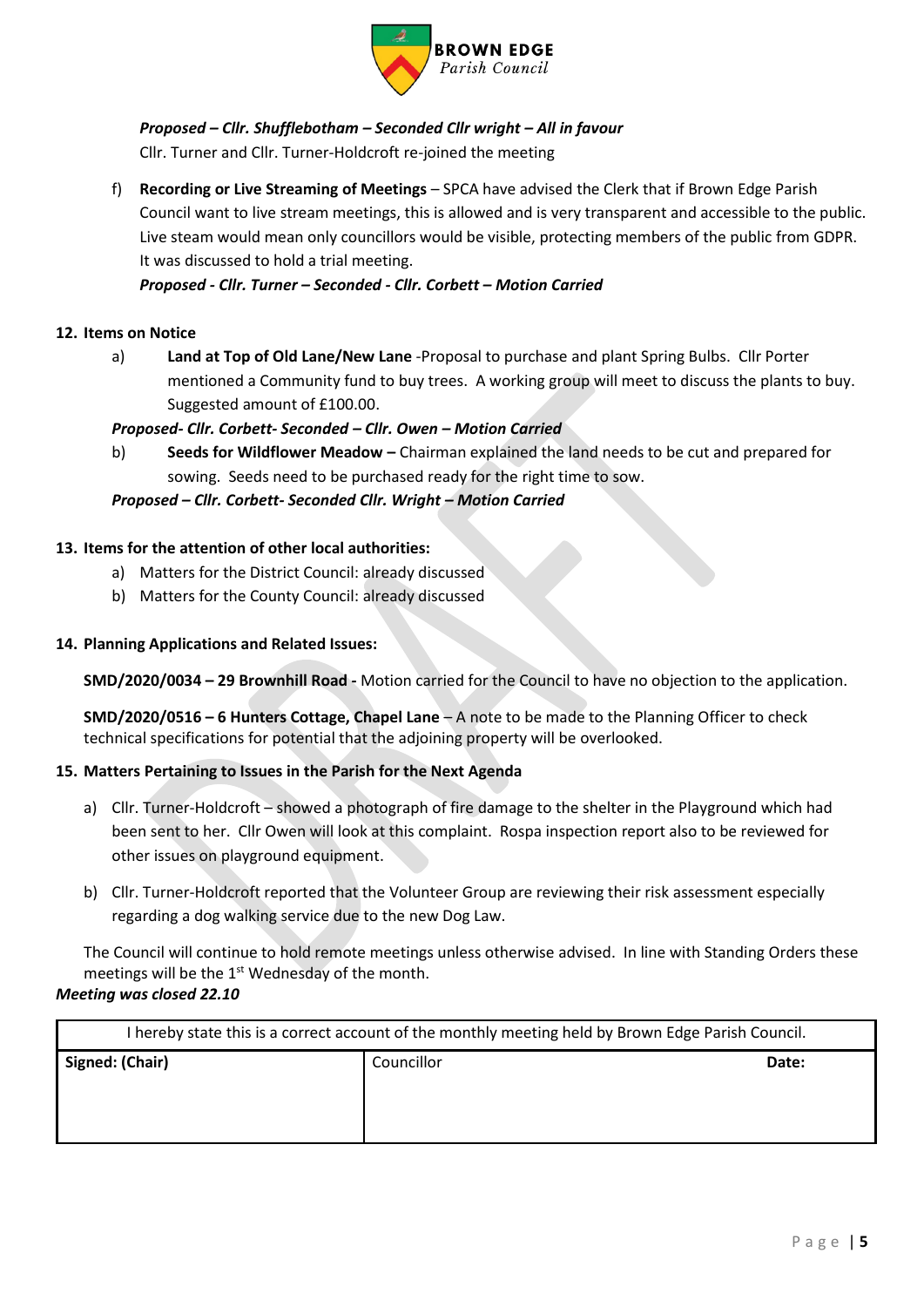*Proposed – Cllr. Shufflebotham – Seconded Cllr wright – All in favour*

Cllr. Turner and Cllr. Turner-Holdcroft re-joined the meeting

f) **Recording or Live Streaming of Meetings** – SPCA have advised the Clerk that if Brown Edge Parish Council want to live stream meetings, this is allowed and is very transparent and accessible to the public. Live steam would mean only councillors would be visible, protecting members of the public from GDPR. It was discussed to hold a trial meeting.

*Proposed - Cllr. Turner – Seconded - Cllr. Corbett – Motion Carried*

**12. Items on Notice**

a) **Land at Top of Old Lane/New Lane** -Proposal to purchase and plant Spring Bulbs. Cllr Porter mentioned a Community fund to buy trees. A working group will meet to discuss the plants to buy. Suggested amount of £100.00.

*Proposed- Cllr. Corbett- Seconded – Cllr. Owen – Motion Carried*

b) **Seeds for Wildflower Meadow –** Chairman explained the land needs to be cut and prepared for sowing. Seeds need to be purchased ready for the right time to sow.

*Proposed – Cllr. Corbett- Seconded Cllr. Wright – Motion Carried*

**13. Items for the attention of other local authorities:**

a) Matters for the District Council: already discussed
b) Matters for the County Council: already discussed

**14. Planning Applications and Related Issues:**

**SMD/2020/0034 – 29 Brownhill Road -** Motion carried for the Council to have no objection to the application.

**SMD/2020/0516 – 6 Hunters Cottage, Chapel Lane** – A note to be made to the Planning Officer to check technical specifications for potential that the adjoining property will be overlooked.

**15. Matters Pertaining to Issues in the Parish for the Next Agenda**

a) Cllr. Turner-Holdcroft – showed a photograph of fire damage to the shelter in the Playground which had been sent to her. Cllr Owen will look at this complaint. Rospa inspection report also to be reviewed for other issues on playground equipment.

b) Cllr. Turner-Holdcroft reported that the Volunteer Group are reviewing their risk assessment especially regarding a dog walking service due to the new Dog Law.

The Council will continue to hold remote meetings unless otherwise advised. In line with Standing Orders these meetings will be the 1st Wednesday of the month.

***Meeting was closed 22.10***

| I hereby state this is a correct account of the monthly meeting held by Brown Edge Parish Council. | | |
|---|---|---|
| **Signed: (Chair)** | Councillor | **Date:** |